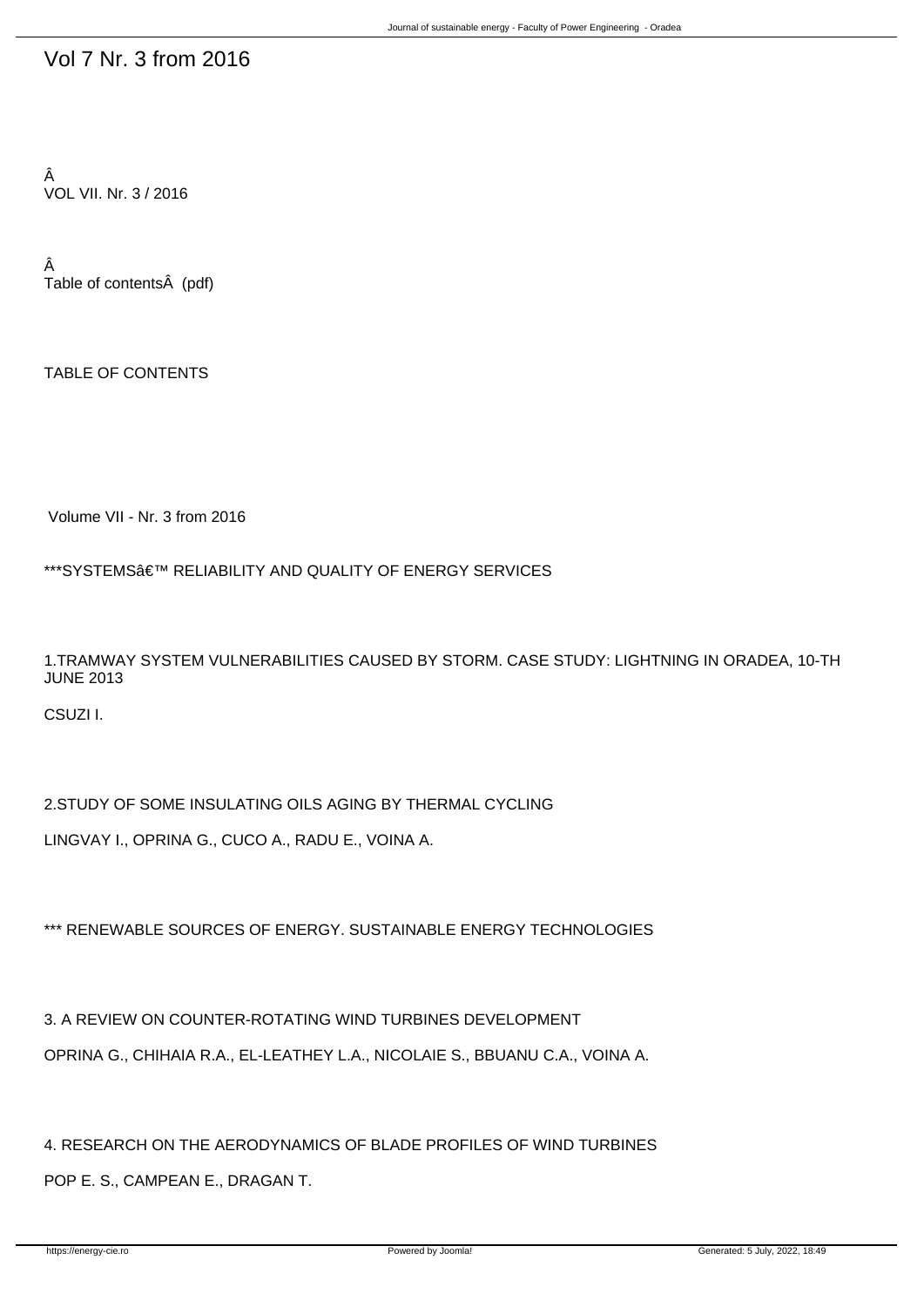# Vol 7 Nr. 3 from 2016

Â
VOL VII. Nr. 3 / 2016

Â
Table of contentsÂ  (pdf)

TABLE OF CONTENTS

Volume VII - Nr. 3 from 2016

***SYSTEMSâ€™ RELIABILITY AND QUALITY OF ENERGY SERVICES

1.TRAMWAY SYSTEM VULNERABILITIES CAUSED BY STORM. CASE STUDY: LIGHTNING IN ORADEA, 10-TH JUNE 2013

CSUZI I.

2.STUDY OF SOME INSULATING OILS AGING BY THERMAL CYCLING

LINGVAY I., OPRINA G., CUCO A., RADU E., VOINA A.

*** RENEWABLE SOURCES OF ENERGY. SUSTAINABLE ENERGY TECHNOLOGIES

3. A REVIEW ON COUNTER-ROTATING WIND TURBINES DEVELOPMENT

OPRINA G., CHIHAIA R.A., EL-LEATHEY L.A., NICOLAIE S., BBUANU C.A., VOINA A.

4. RESEARCH ON THE AERODYNAMICS OF BLADE PROFILES OF WIND TURBINES

POP E. S., CAMPEAN E., DRAGAN T.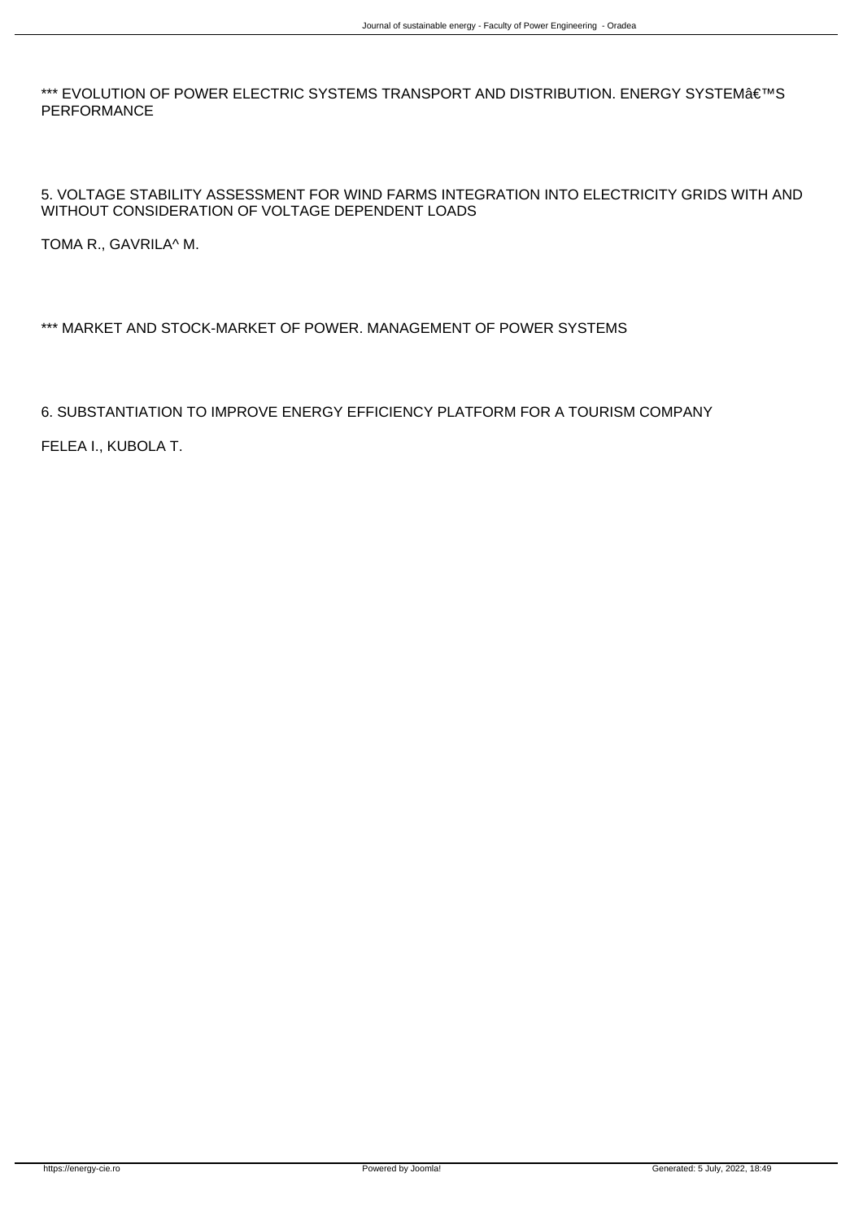*** EVOLUTION OF POWER ELECTRIC SYSTEMS TRANSPORT AND DISTRIBUTION. ENERGY SYSTEMâ€™S PERFORMANCE

5. VOLTAGE STABILITY ASSESSMENT FOR WIND FARMS INTEGRATION INTO ELECTRICITY GRIDS WITH AND WITHOUT CONSIDERATION OF VOLTAGE DEPENDENT LOADS

TOMA R., GAVRILA^ M.

*** MARKET AND STOCK-MARKET OF POWER. MANAGEMENT OF POWER SYSTEMS

6. SUBSTANTIATION TO IMPROVE ENERGY EFFICIENCY PLATFORM FOR A TOURISM COMPANY

FELEA I., KUBOLA T.